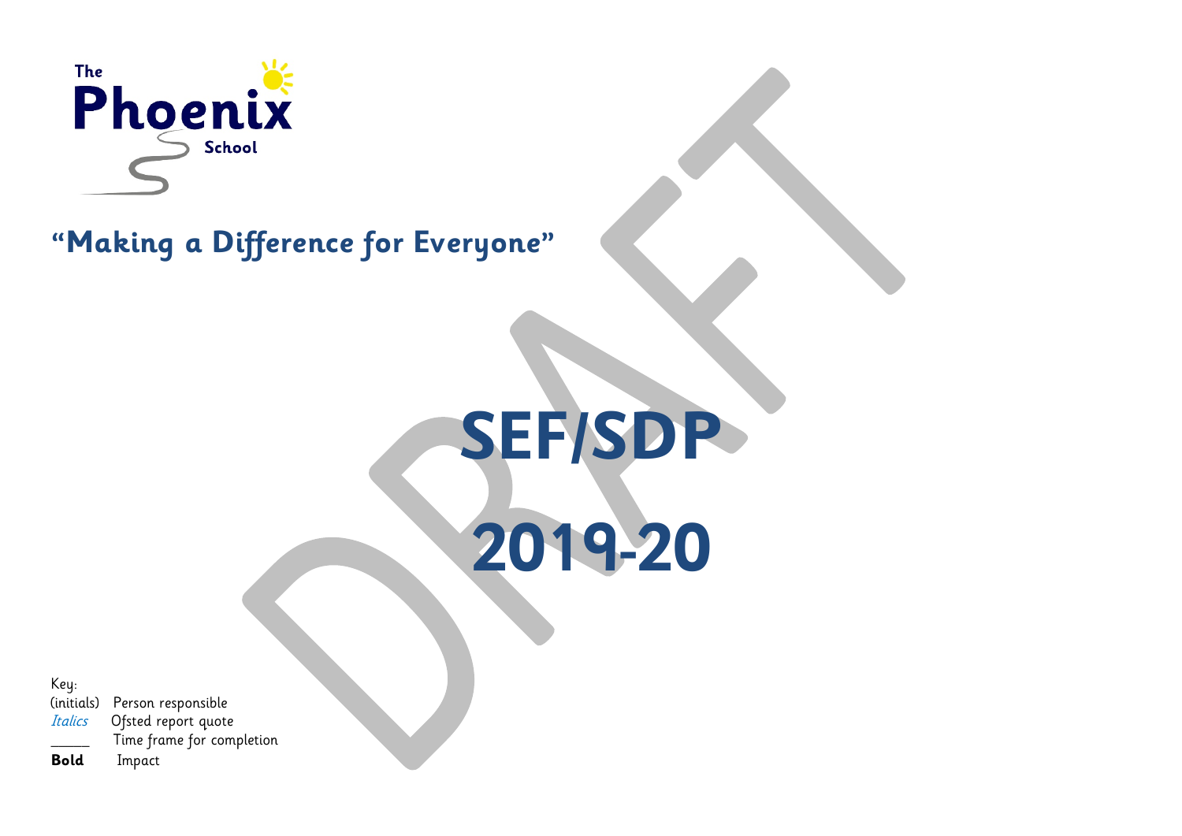The Phoenix School

"Making a Difference for Everyone"

DRAFT

# SEF/SDP

# 2019-20

Key:

(initials) Person responsible

*Italics* Ofsted report quote

_____ Time frame for completion

**Bold** Impact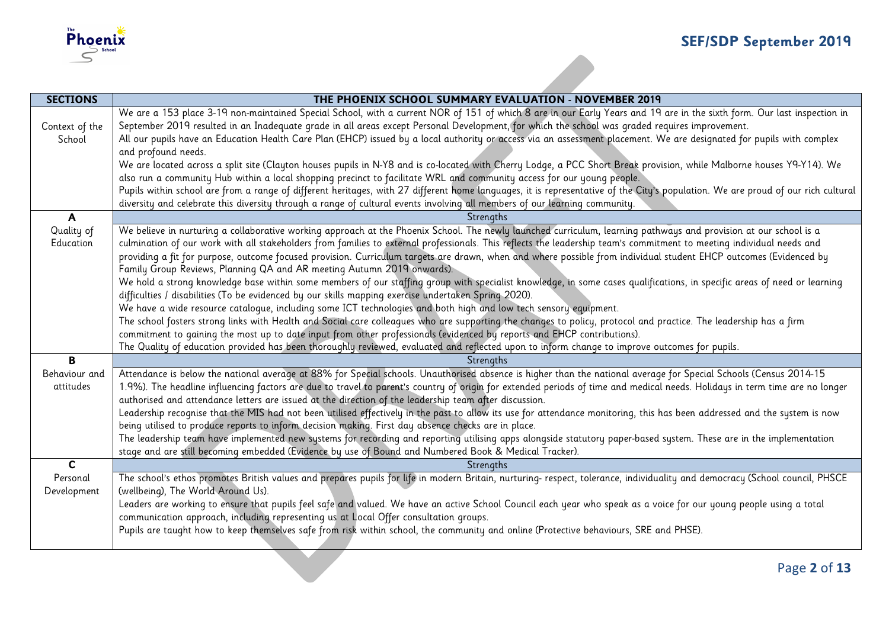| SECTIONS | THE PHOENIX SCHOOL SUMMARY EVALUATION - NOVEMBER 2019 |
|---|---|
| Context of the School | We are a 153 place 3-19 non-maintained Special School, with a current NOR of 151 of which 8 are in our Early Years and 19 are in the sixth form. Our last inspection in September 2019 resulted in an Inadequate grade in all areas except Personal Development, for which the school was graded requires improvement.<br>All our pupils have an Education Health Care Plan (EHCP) issued by a local authority or access via an assessment placement. We are designated for pupils with complex and profound needs.<br>We are located across a split site (Clayton houses pupils in N-Y8 and is co-located with Cherry Lodge, a PCC Short Break provision, while Malborne houses Y9-Y14). We also run a community Hub within a local shopping precinct to facilitate WRL and community access for our young people.<br>Pupils within school are from a range of different heritages, with 27 different home languages, it is representative of the City's population. We are proud of our rich cultural diversity and celebrate this diversity through a range of cultural events involving all members of our learning community. |
| **A** | Strengths |
| Quality of Education | We believe in nurturing a collaborative working approach at the Phoenix School. The newly launched curriculum, learning pathways and provision at our school is a culmination of our work with all stakeholders from families to external professionals. This reflects the leadership team's commitment to meeting individual needs and providing a fit for purpose, outcome focused provision. Curriculum targets are drawn, when and where possible from individual student EHCP outcomes (Evidenced by Family Group Reviews, Planning QA and AR meeting Autumn 2019 onwards).<br>We hold a strong knowledge base within some members of our staffing group with specialist knowledge, in some cases qualifications, in specific areas of need or learning difficulties / disabilities (To be evidenced by our skills mapping exercise undertaken Spring 2020).<br>We have a wide resource catalogue, including some ICT technologies and both high and low tech sensory equipment.<br>The school fosters strong links with Health and Social care colleagues who are supporting the changes to policy, protocol and practice. The leadership has a firm commitment to gaining the most up to date input from other professionals (evidenced by reports and EHCP contributions).<br>The Quality of education provided has been thoroughly reviewed, evaluated and reflected upon to inform change to improve outcomes for pupils. |
| **B** | Strengths |
| Behaviour and attitudes | Attendance is below the national average at 88% for Special schools. Unauthorised absence is higher than the national average for Special Schools (Census 2014-15 1.9%). The headline influencing factors are due to travel to parent's country of origin for extended periods of time and medical needs. Holidays in term time are no longer authorised and attendance letters are issued at the direction of the leadership team after discussion.<br>Leadership recognise that the MIS had not been utilised effectively in the past to allow its use for attendance monitoring, this has been addressed and the system is now being utilised to produce reports to inform decision making. First day absence checks are in place.<br>The leadership team have implemented new systems for recording and reporting utilising apps alongside statutory paper-based system. These are in the implementation stage and are still becoming embedded (Evidence by use of Bound and Numbered Book & Medical Tracker). |
| **C** | Strengths |
| Personal Development | The school's ethos promotes British values and prepares pupils for life in modern Britain, nurturing- respect, tolerance, individuality and democracy (School council, PHSCE (wellbeing), The World Around Us).<br>Leaders are working to ensure that pupils feel safe and valued. We have an active School Council each year who speak as a voice for our young people using a total communication approach, including representing us at Local Offer consultation groups.<br>Pupils are taught how to keep themselves safe from risk within school, the community and online (Protective behaviours, SRE and PHSE). |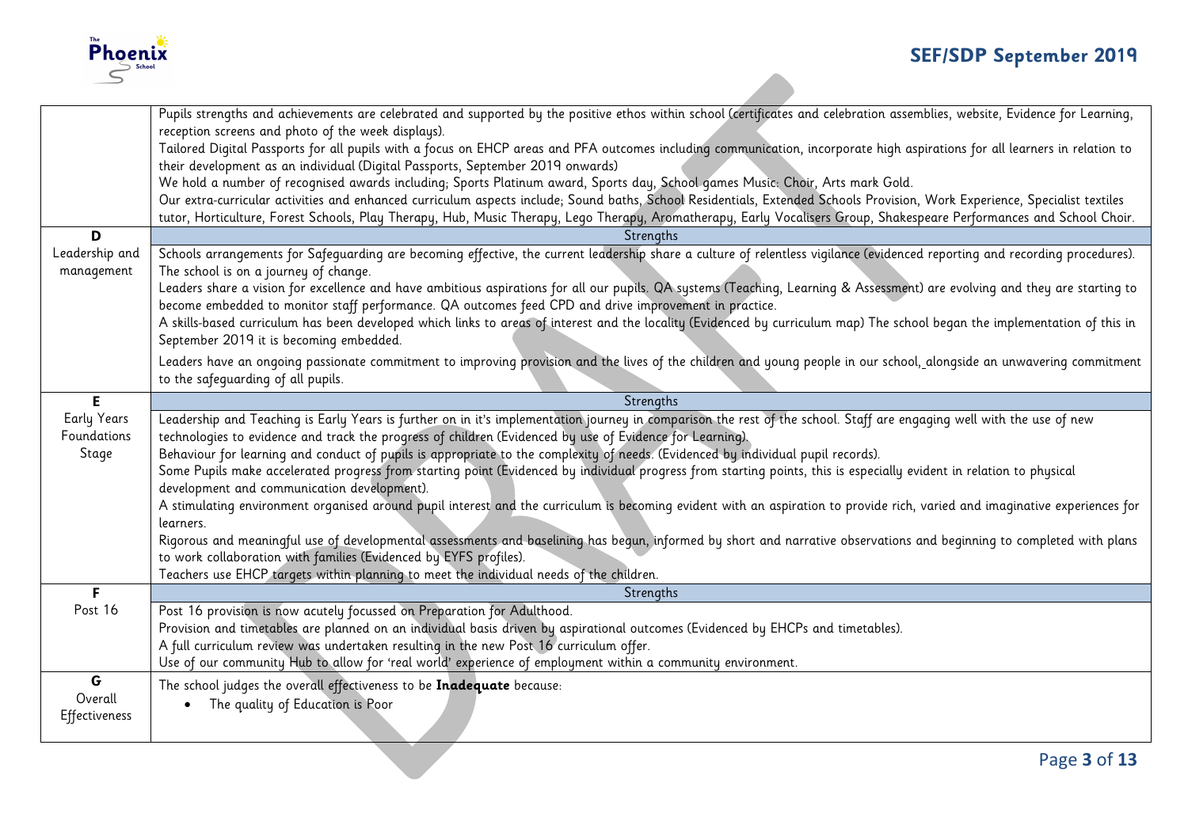| | |
|---|---|
| | Pupils strengths and achievements are celebrated and supported by the positive ethos within school (certificates and celebration assemblies, website, Evidence for Learning, reception screens and photo of the week displays).<br>Tailored Digital Passports for all pupils with a focus on EHCP areas and PFA outcomes including communication, incorporate high aspirations for all learners in relation to their development as an individual (Digital Passports, September 2019 onwards)<br>We hold a number of recognised awards including; Sports Platinum award, Sports day, School games Music: Choir, Arts mark Gold.<br>Our extra-curricular activities and enhanced curriculum aspects include; Sound baths, School Residentials, Extended Schools Provision, Work Experience, Specialist textiles tutor, Horticulture, Forest Schools, Play Therapy, Hub, Music Therapy, Lego Therapy, Aromatherapy, Early Vocalisers Group, Shakespeare Performances and School Choir. |
| **D**<br>Leadership and management | Strengths |
| | Schools arrangements for Safeguarding are becoming effective, the current leadership share a culture of relentless vigilance (evidenced reporting and recording procedures).<br>The school is on a journey of change.<br>Leaders share a vision for excellence and have ambitious aspirations for all our pupils. QA systems (Teaching, Learning & Assessment) are evolving and they are starting to become embedded to monitor staff performance. QA outcomes feed CPD and drive improvement in practice.<br>A skills-based curriculum has been developed which links to areas of interest and the locality (Evidenced by curriculum map) The school began the implementation of this in September 2019 it is becoming embedded.<br>Leaders have an ongoing passionate commitment to improving provision and the lives of the children and young people in our school, alongside an unwavering commitment to the safeguarding of all pupils. |
| **E**<br>Early Years Foundations Stage | Strengths |
| | Leadership and Teaching is Early Years is further on in it's implementation journey in comparison the rest of the school. Staff are engaging well with the use of new technologies to evidence and track the progress of children (Evidenced by use of Evidence for Learning).<br>Behaviour for learning and conduct of pupils is appropriate to the complexity of needs. (Evidenced by individual pupil records).<br>Some Pupils make accelerated progress from starting point (Evidenced by individual progress from starting points, this is especially evident in relation to physical development and communication development).<br>A stimulating environment organised around pupil interest and the curriculum is becoming evident with an aspiration to provide rich, varied and imaginative experiences for learners.<br>Rigorous and meaningful use of developmental assessments and baselining has begun, informed by short and narrative observations and beginning to completed with plans to work collaboration with families (Evidenced by EYFS profiles).<br>Teachers use EHCP targets within planning to meet the individual needs of the children. |
| **F**<br>Post 16 | Strengths |
| | Post 16 provision is now acutely focussed on Preparation for Adulthood.<br>Provision and timetables are planned on an individual basis driven by aspirational outcomes (Evidenced by EHCPs and timetables).<br>A full curriculum review was undertaken resulting in the new Post 16 curriculum offer.<br>Use of our community Hub to allow for 'real world' experience of employment within a community environment. |
| **G**<br>Overall Effectiveness | The school judges the overall effectiveness to be **Inadequate** because:<br>• The quality of Education is Poor |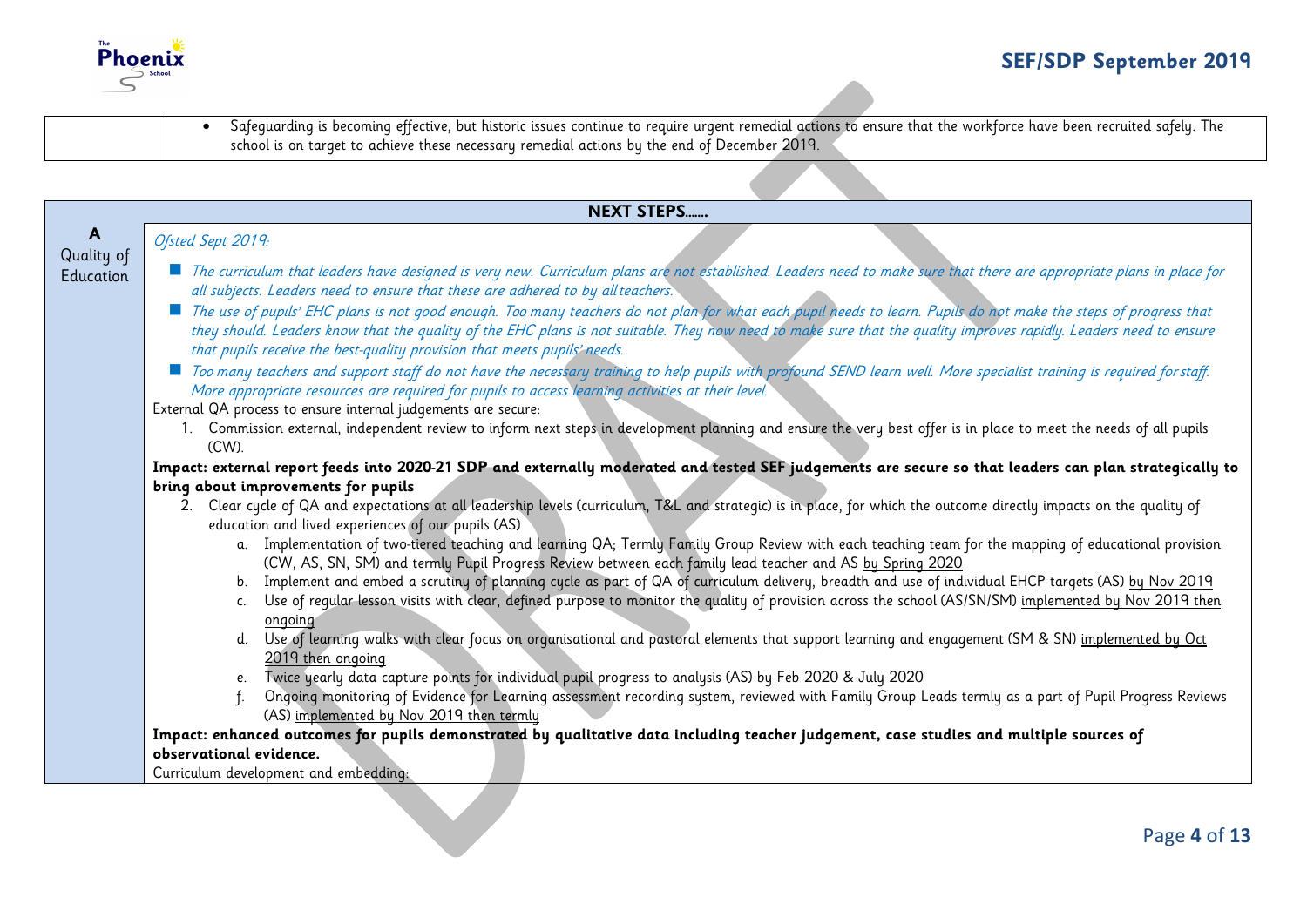| | • Safeguarding is becoming effective, but historic issues continue to require urgent remedial actions to ensure that the workforce have been recruited safely. The school is on target to achieve these necessary remedial actions by the end of December 2019. |
|---|---|

**NEXT STEPS……**

**A** Quality of Education

*Ofsted Sept 2019:*

- *The curriculum that leaders have designed is very new. Curriculum plans are not established. Leaders need to make sure that there are appropriate plans in place for all subjects. Leaders need to ensure that these are adhered to by all teachers.*
- *The use of pupils' EHC plans is not good enough. Too many teachers do not plan for what each pupil needs to learn. Pupils do not make the steps of progress that they should. Leaders know that the quality of the EHC plans is not suitable. They now need to make sure that the quality improves rapidly. Leaders need to ensure that pupils receive the best-quality provision that meets pupils' needs.*
- *Too many teachers and support staff do not have the necessary training to help pupils with profound SEND learn well. More specialist training is required for staff. More appropriate resources are required for pupils to access learning activities at their level.*

External QA process to ensure internal judgements are secure:

1. Commission external, independent review to inform next steps in development planning and ensure the very best offer is in place to meet the needs of all pupils (CW).

**Impact: external report feeds into 2020-21 SDP and externally moderated and tested SEF judgements are secure so that leaders can plan strategically to bring about improvements for pupils**

2. Clear cycle of QA and expectations at all leadership levels (curriculum, T&L and strategic) is in place, for which the outcome directly impacts on the quality of education and lived experiences of our pupils (AS)
   a. Implementation of two-tiered teaching and learning QA; Termly Family Group Review with each teaching team for the mapping of educational provision (CW, AS, SN, SM) and termly Pupil Progress Review between each family lead teacher and AS by Spring 2020
   b. Implement and embed a scrutiny of planning cycle as part of QA of curriculum delivery, breadth and use of individual EHCP targets (AS) by Nov 2019
   c. Use of regular lesson visits with clear, defined purpose to monitor the quality of provision across the school (AS/SN/SM) implemented by Nov 2019 then ongoing
   d. Use of learning walks with clear focus on organisational and pastoral elements that support learning and engagement (SM & SN) implemented by Oct 2019 then ongoing
   e. Twice yearly data capture points for individual pupil progress to analysis (AS) by Feb 2020 & July 2020
   f. Ongoing monitoring of Evidence for Learning assessment recording system, reviewed with Family Group Leads termly as a part of Pupil Progress Reviews (AS) implemented by Nov 2019 then termly

**Impact: enhanced outcomes for pupils demonstrated by qualitative data including teacher judgement, case studies and multiple sources of observational evidence.**

Curriculum development and embedding: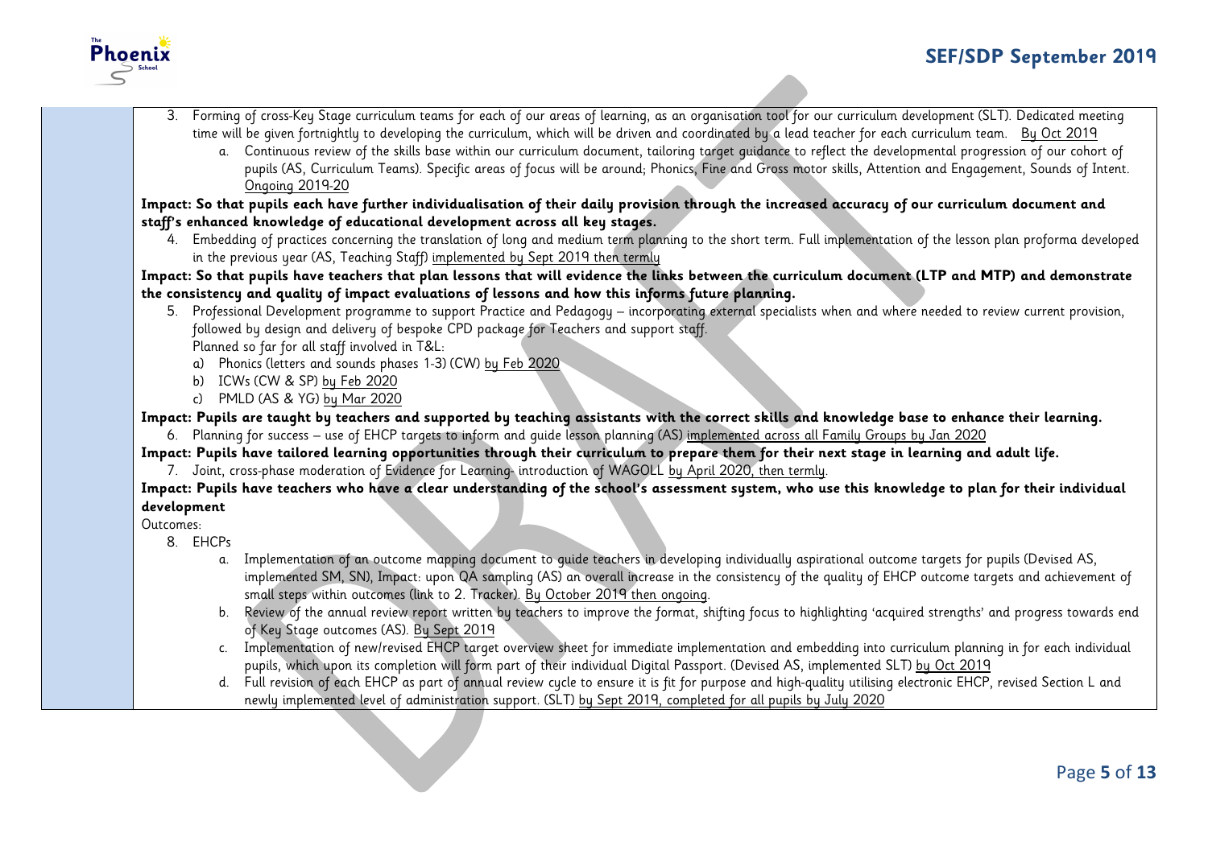3. Forming of cross-Key Stage curriculum teams for each of our areas of learning, as an organisation tool for our curriculum development (SLT). Dedicated meeting time will be given fortnightly to developing the curriculum, which will be driven and coordinated by a lead teacher for each curriculum team. By Oct 2019
    a. Continuous review of the skills base within our curriculum document, tailoring target guidance to reflect the developmental progression of our cohort of pupils (AS, Curriculum Teams). Specific areas of focus will be around; Phonics, Fine and Gross motor skills, Attention and Engagement, Sounds of Intent. Ongoing 2019-20

**Impact: So that pupils each have further individualisation of their daily provision through the increased accuracy of our curriculum document and staff's enhanced knowledge of educational development across all key stages.**

4. Embedding of practices concerning the translation of long and medium term planning to the short term. Full implementation of the lesson plan proforma developed in the previous year (AS, Teaching Staff) implemented by Sept 2019 then termly

**Impact: So that pupils have teachers that plan lessons that will evidence the links between the curriculum document (LTP and MTP) and demonstrate the consistency and quality of impact evaluations of lessons and how this informs future planning.**

5. Professional Development programme to support Practice and Pedagogy – incorporating external specialists when and where needed to review current provision, followed by design and delivery of bespoke CPD package for Teachers and support staff.
   Planned so far for all staff involved in T&L:
    a) Phonics (letters and sounds phases 1-3) (CW) by Feb 2020
    b) ICWs (CW & SP) by Feb 2020
    c) PMLD (AS & YG) by Mar 2020

**Impact: Pupils are taught by teachers and supported by teaching assistants with the correct skills and knowledge base to enhance their learning.**

6. Planning for success – use of EHCP targets to inform and guide lesson planning (AS) implemented across all Family Groups by Jan 2020

**Impact: Pupils have tailored learning opportunities through their curriculum to prepare them for their next stage in learning and adult life.**

7. Joint, cross-phase moderation of Evidence for Learning- introduction of WAGOLL by April 2020, then termly.

**Impact: Pupils have teachers who have a clear understanding of the school's assessment system, who use this knowledge to plan for their individual development**

Outcomes:

8. EHCPs
    a. Implementation of an outcome mapping document to guide teachers in developing individually aspirational outcome targets for pupils (Devised AS, implemented SM, SN), Impact: upon QA sampling (AS) an overall increase in the consistency of the quality of EHCP outcome targets and achievement of small steps within outcomes (link to 2. Tracker). By October 2019 then ongoing.
    b. Review of the annual review report written by teachers to improve the format, shifting focus to highlighting 'acquired strengths' and progress towards end of Key Stage outcomes (AS). By Sept 2019
    c. Implementation of new/revised EHCP target overview sheet for immediate implementation and embedding into curriculum planning in for each individual pupils, which upon its completion will form part of their individual Digital Passport. (Devised AS, implemented SLT) by Oct 2019
    d. Full revision of each EHCP as part of annual review cycle to ensure it is fit for purpose and high-quality utilising electronic EHCP, revised Section L and newly implemented level of administration support. (SLT) by Sept 2019, completed for all pupils by July 2020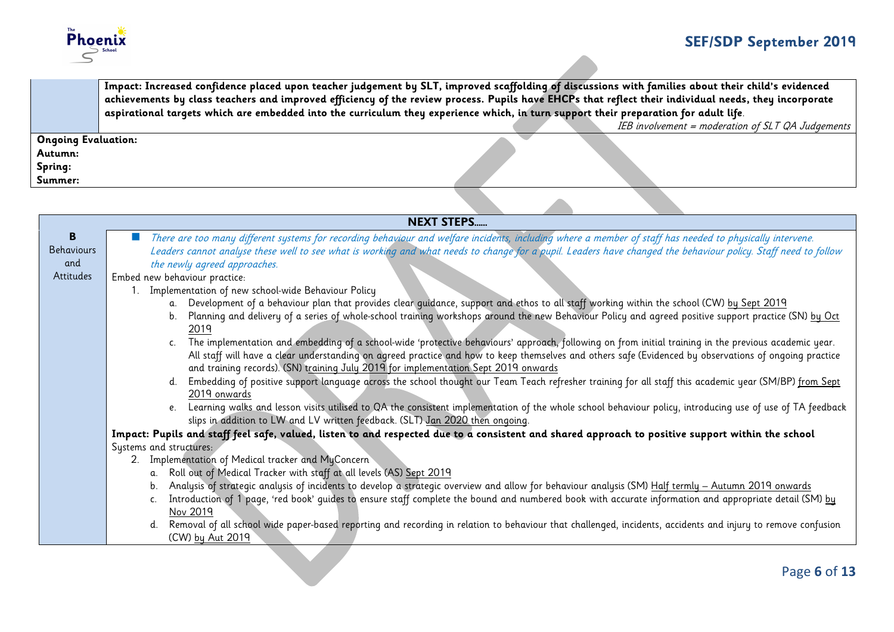| | |
|---|---|
| | **Impact: Increased confidence placed upon teacher judgement by SLT, improved scaffolding of discussions with families about their child's evidenced achievements by class teachers and improved efficiency of the review process. Pupils have EHCPs that reflect their individual needs, they incorporate aspirational targets which are embedded into the curriculum they experience which, in turn support their preparation for adult life**. *IEB involvement = moderation of SLT QA Judgements* |

**Ongoing Evaluation:**
**Autumn:**
**Spring:**
**Summer:**

| | **NEXT STEPS……** |
|---|---|
| **B** Behaviours and Attitudes | ■ *There are too many different systems for recording behaviour and welfare incidents, including where a member of staff has needed to physically intervene. Leaders cannot analyse these well to see what is working and what needs to change for a pupil. Leaders have changed the behaviour policy. Staff need to follow the newly agreed approaches.*<br>Embed new behaviour practice:<br>1. Implementation of new school-wide Behaviour Policy<br>a. Development of a behaviour plan that provides clear guidance, support and ethos to all staff working within the school (CW) by Sept 2019<br>b. Planning and delivery of a series of whole-school training workshops around the new Behaviour Policy and agreed positive support practice (SN) by Oct 2019<br>c. The implementation and embedding of a school-wide 'protective behaviours' approach, following on from initial training in the previous academic year. All staff will have a clear understanding on agreed practice and how to keep themselves and others safe (Evidenced by observations of ongoing practice and training records). (SN) training July 2019 for implementation Sept 2019 onwards<br>d. Embedding of positive support language across the school thought our Team Teach refresher training for all staff this academic year (SM/BP) from Sept 2019 onwards<br>e. Learning walks and lesson visits utilised to QA the consistent implementation of the whole school behaviour policy, introducing use of use of TA feedback slips in addition to LW and LV written feedback. (SLT) Jan 2020 then ongoing.<br>**Impact: Pupils and staff feel safe, valued, listen to and respected due to a consistent and shared approach to positive support within the school**<br>Systems and structures:<br>2. Implementation of Medical tracker and MyConcern<br>a. Roll out of Medical Tracker with staff at all levels (AS) Sept 2019<br>b. Analysis of strategic analysis of incidents to develop a strategic overview and allow for behaviour analysis (SM) Half termly – Autumn 2019 onwards<br>c. Introduction of 1 page, 'red book' guides to ensure staff complete the bound and numbered book with accurate information and appropriate detail (SM) by Nov 2019<br>d. Removal of all school wide paper-based reporting and recording in relation to behaviour that challenged, incidents, accidents and injury to remove confusion (CW) by Aut 2019 |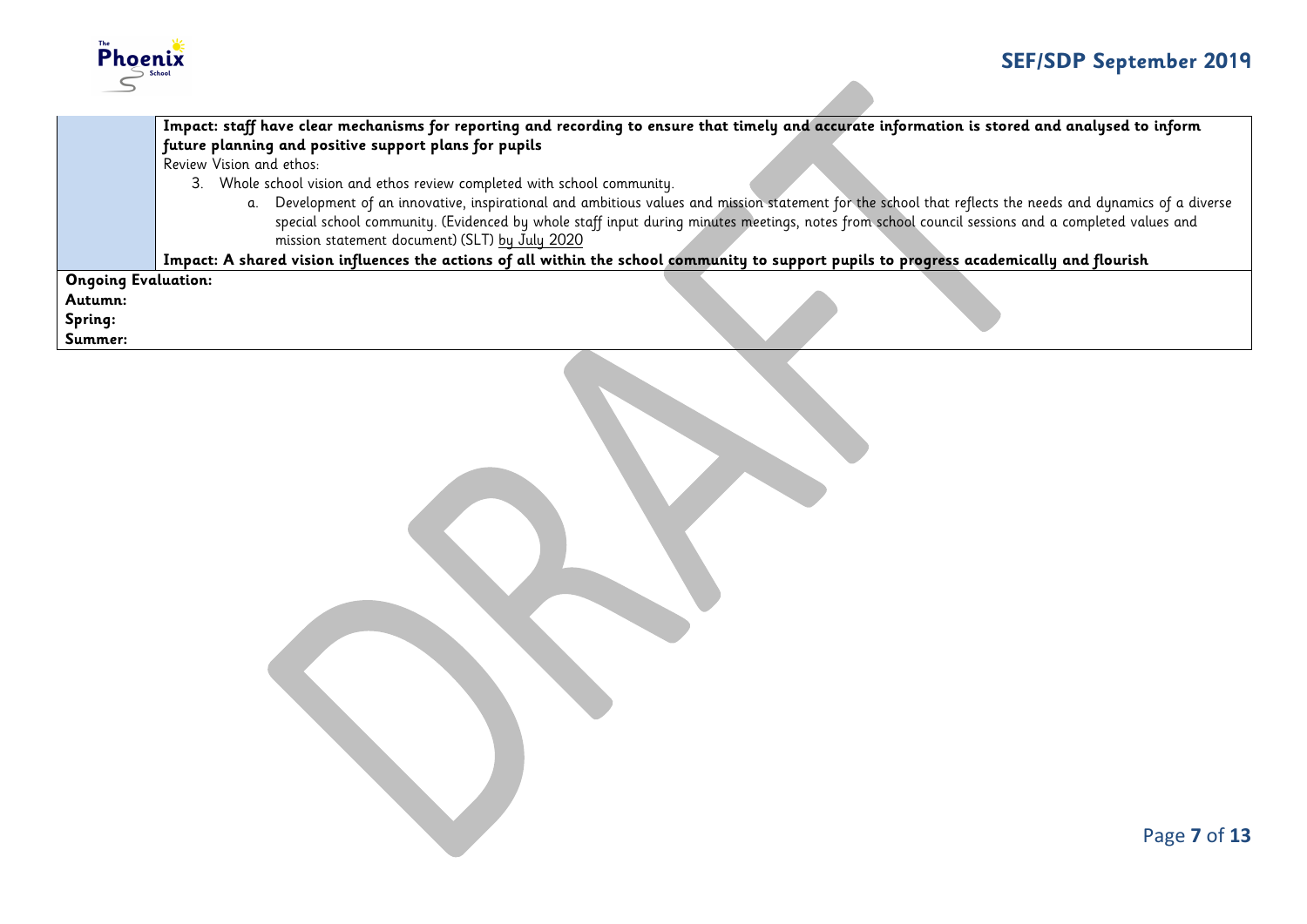| | |
|---|---|
| | **Impact: staff have clear mechanisms for reporting and recording to ensure that timely and accurate information is stored and analysed to inform future planning and positive support plans for pupils**<br>Review Vision and ethos:<br>3. Whole school vision and ethos review completed with school community.<br>a. Development of an innovative, inspirational and ambitious values and mission statement for the school that reflects the needs and dynamics of a diverse special school community. (Evidenced by whole staff input during minutes meetings, notes from school council sessions and a completed values and mission statement document) (SLT) by July 2020<br>**Impact: A shared vision influences the actions of all within the school community to support pupils to progress academically and flourish** |
| **Ongoing Evaluation:**<br>**Autumn:**<br>**Spring:**<br>**Summer:** | |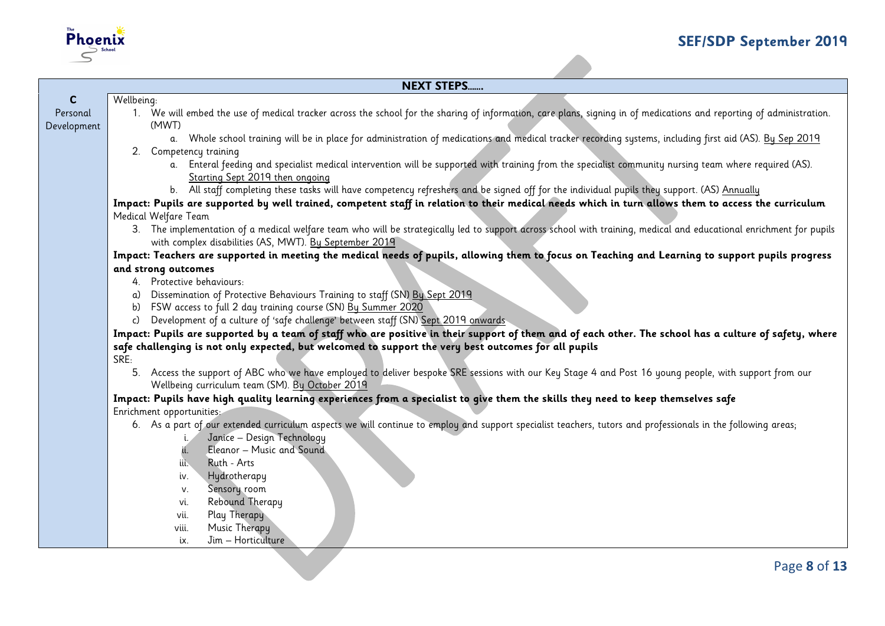| | NEXT STEPS…… |
|---|---|
| **C** Personal Development | Wellbeing:<br>1. We will embed the use of medical tracker across the school for the sharing of information, care plans, signing in of medications and reporting of administration. (MWT)<br>&nbsp;&nbsp;&nbsp;&nbsp;a. Whole school training will be in place for administration of medications and medical tracker recording systems, including first aid (AS). By Sep 2019<br>2. Competency training<br>&nbsp;&nbsp;&nbsp;&nbsp;a. Enteral feeding and specialist medical intervention will be supported with training from the specialist community nursing team where required (AS). Starting Sept 2019 then ongoing<br>&nbsp;&nbsp;&nbsp;&nbsp;b. All staff completing these tasks will have competency refreshers and be signed off for the individual pupils they support. (AS) Annually<br>**Impact: Pupils are supported by well trained, competent staff in relation to their medical needs which in turn allows them to access the curriculum**<br>Medical Welfare Team<br>3. The implementation of a medical welfare team who will be strategically led to support across school with training, medical and educational enrichment for pupils with complex disabilities (AS, MWT). By September 2019<br>**Impact: Teachers are supported in meeting the medical needs of pupils, allowing them to focus on Teaching and Learning to support pupils progress and strong outcomes**<br>4. Protective behaviours:<br>a) Dissemination of Protective Behaviours Training to staff (SN) By Sept 2019<br>b) FSW access to full 2 day training course (SN) By Summer 2020<br>c) Development of a culture of 'safe challenge' between staff (SN) Sept 2019 onwards<br>**Impact: Pupils are supported by a team of staff who are positive in their support of them and of each other. The school has a culture of safety, where safe challenging is not only expected, but welcomed to support the very best outcomes for all pupils**<br>SRE:<br>5. Access the support of ABC who we have employed to deliver bespoke SRE sessions with our Key Stage 4 and Post 16 young people, with support from our Wellbeing curriculum team (SM). By October 2019<br>**Impact: Pupils have high quality learning experiences from a specialist to give them the skills they need to keep themselves safe**<br>Enrichment opportunities:<br>6. As a part of our extended curriculum aspects we will continue to employ and support specialist teachers, tutors and professionals in the following areas;<br>&nbsp;&nbsp;&nbsp;&nbsp;i. Janice – Design Technology<br>&nbsp;&nbsp;&nbsp;&nbsp;ii. Eleanor – Music and Sound<br>&nbsp;&nbsp;&nbsp;&nbsp;iii. Ruth - Arts<br>&nbsp;&nbsp;&nbsp;&nbsp;iv. Hydrotherapy<br>&nbsp;&nbsp;&nbsp;&nbsp;v. Sensory room<br>&nbsp;&nbsp;&nbsp;&nbsp;vi. Rebound Therapy<br>&nbsp;&nbsp;&nbsp;&nbsp;vii. Play Therapy<br>&nbsp;&nbsp;&nbsp;&nbsp;viii. Music Therapy<br>&nbsp;&nbsp;&nbsp;&nbsp;ix. Jim – Horticulture |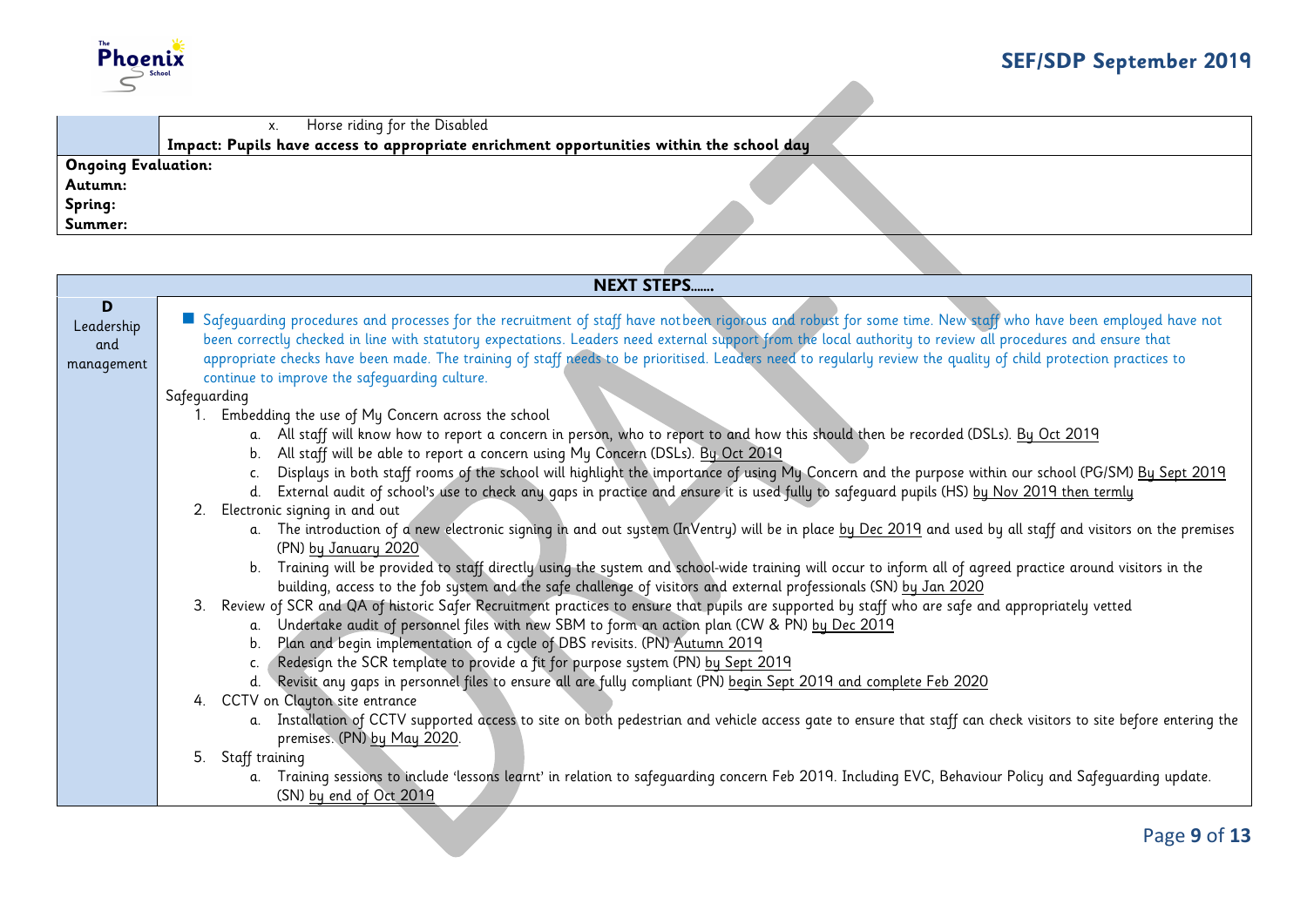| | |
|---|---|
| | x. Horse riding for the Disabled<br>**Impact: Pupils have access to appropriate enrichment opportunities within the school day** |
| **Ongoing Evaluation:**<br>**Autumn:**<br>**Spring:**<br>**Summer:** | |

| | **NEXT STEPS……** |
|---|---|
| **D**<br>Leadership and management | ■ Safeguarding procedures and processes for the recruitment of staff have notbeen rigorous and robust for some time. New staff who have been employed have not been correctly checked in line with statutory expectations. Leaders need external support from the local authority to review all procedures and ensure that appropriate checks have been made. The training of staff needs to be prioritised. Leaders need to regularly review the quality of child protection practices to continue to improve the safeguarding culture.<br>Safeguarding<br>1. Embedding the use of My Concern across the school<br>a. All staff will know how to report a concern in person, who to report to and how this should then be recorded (DSLs). By Oct 2019<br>b. All staff will be able to report a concern using My Concern (DSLs). By Oct 2019<br>c. Displays in both staff rooms of the school will highlight the importance of using My Concern and the purpose within our school (PG/SM) By Sept 2019<br>d. External audit of school's use to check any gaps in practice and ensure it is used fully to safeguard pupils (HS) by Nov 2019 then termly<br>2. Electronic signing in and out<br>a. The introduction of a new electronic signing in and out system (InVentry) will be in place by Dec 2019 and used by all staff and visitors on the premises (PN) by January 2020<br>b. Training will be provided to staff directly using the system and school-wide training will occur to inform all of agreed practice around visitors in the building, access to the fob system and the safe challenge of visitors and external professionals (SN) by Jan 2020<br>3. Review of SCR and QA of historic Safer Recruitment practices to ensure that pupils are supported by staff who are safe and appropriately vetted<br>a. Undertake audit of personnel files with new SBM to form an action plan (CW & PN) by Dec 2019<br>b. Plan and begin implementation of a cycle of DBS revisits. (PN) Autumn 2019<br>c. Redesign the SCR template to provide a fit for purpose system (PN) by Sept 2019<br>d. Revisit any gaps in personnel files to ensure all are fully compliant (PN) begin Sept 2019 and complete Feb 2020<br>4. CCTV on Clayton site entrance<br>a. Installation of CCTV supported access to site on both pedestrian and vehicle access gate to ensure that staff can check visitors to site before entering the premises. (PN) by May 2020.<br>5. Staff training<br>a. Training sessions to include 'lessons learnt' in relation to safeguarding concern Feb 2019. Including EVC, Behaviour Policy and Safeguarding update. (SN) by end of Oct 2019 |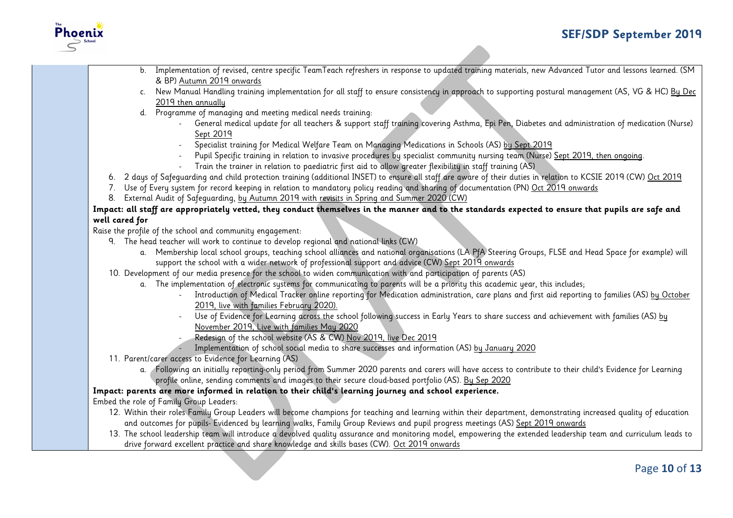b. Implementation of revised, centre specific TeamTeach refreshers in response to updated training materials, new Advanced Tutor and lessons learned. (SM & BP) Autumn 2019 onwards
c. New Manual Handling training implementation for all staff to ensure consistency in approach to supporting postural management (AS, VG & HC) By Dec 2019 then annually
d. Programme of managing and meeting medical needs training:
    - General medical update for all teachers & support staff training covering Asthma, Epi Pen, Diabetes and administration of medication (Nurse) Sept 2019
    - Specialist training for Medical Welfare Team on Managing Medications in Schools (AS) by Sept 2019
    - Pupil Specific training in relation to invasive procedures by specialist community nursing team (Nurse) Sept 2019, then ongoing.
    - Train the trainer in relation to paediatric first aid to allow greater flexibility in staff training (AS)

6. 2 days of Safeguarding and child protection training (additional INSET) to ensure all staff are aware of their duties in relation to KCSIE 2019 (CW) Oct 2019
7. Use of Every system for record keeping in relation to mandatory policy reading and sharing of documentation (PN) Oct 2019 onwards
8. External Audit of Safeguarding, by Autumn 2019 with revisits in Spring and Summer 2020 (CW)

**Impact: all staff are appropriately vetted, they conduct themselves in the manner and to the standards expected to ensure that pupils are safe and well cared for**

Raise the profile of the school and community engagement:

9. The head teacher will work to continue to develop regional and national links (CW)
    a. Membership local school groups, teaching school alliances and national organisations (LA PfA Steering Groups, FLSE and Head Space for example) will support the school with a wider network of professional support and advice (CW) Sept 2019 onwards
10. Development of our media presence for the school to widen communication with and participation of parents (AS)
    a. The implementation of electronic systems for communicating to parents will be a priority this academic year, this includes;
        - Introduction of Medical Tracker online reporting for Medication administration, care plans and first aid reporting to families (AS) by October 2019, live with families February 2020).
        - Use of Evidence for Learning across the school following success in Early Years to share success and achievement with families (AS) by November 2019, Live with families May 2020
        - Redesign of the school website (AS & CW) Nov 2019, live Dec 2019
        - Implementation of school social media to share successes and information (AS) by January 2020
11. Parent/carer access to Evidence for Learning (AS)
    a. Following an initially reporting-only period from Summer 2020 parents and carers will have access to contribute to their child's Evidence for Learning profile online, sending comments and images to their secure cloud-based portfolio (AS). By Sep 2020

**Impact: parents are more informed in relation to their child's learning journey and school experience.**

Embed the role of Family Group Leaders:

12. Within their roles Family Group Leaders will become champions for teaching and learning within their department, demonstrating increased quality of education and outcomes for pupils- Evidenced by learning walks, Family Group Reviews and pupil progress meetings (AS) Sept 2019 onwards
13. The school leadership team will introduce a devolved quality assurance and monitoring model, empowering the extended leadership team and curriculum leads to drive forward excellent practice and share knowledge and skills bases (CW). Oct 2019 onwards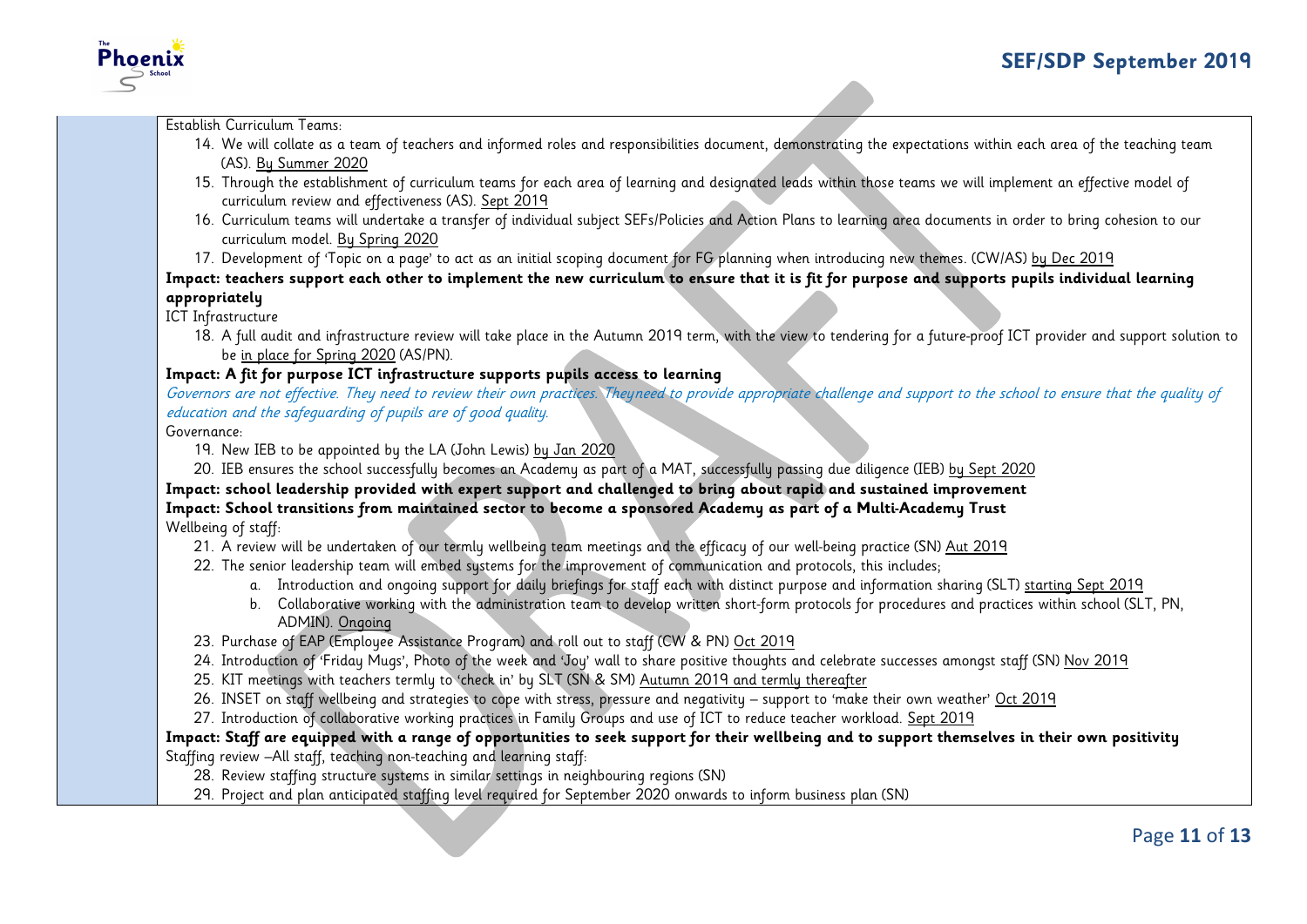Establish Curriculum Teams:

14. We will collate as a team of teachers and informed roles and responsibilities document, demonstrating the expectations within each area of the teaching team (AS). By Summer 2020
15. Through the establishment of curriculum teams for each area of learning and designated leads within those teams we will implement an effective model of curriculum review and effectiveness (AS). Sept 2019
16. Curriculum teams will undertake a transfer of individual subject SEFs/Policies and Action Plans to learning area documents in order to bring cohesion to our curriculum model. By Spring 2020
17. Development of 'Topic on a page' to act as an initial scoping document for FG planning when introducing new themes. (CW/AS) by Dec 2019

**Impact: teachers support each other to implement the new curriculum to ensure that it is fit for purpose and supports pupils individual learning appropriately**

ICT Infrastructure

18. A full audit and infrastructure review will take place in the Autumn 2019 term, with the view to tendering for a future-proof ICT provider and support solution to be in place for Spring 2020 (AS/PN).

**Impact: A fit for purpose ICT infrastructure supports pupils access to learning**

*Governors are not effective. They need to review their own practices. Theyneed to provide appropriate challenge and support to the school to ensure that the quality of education and the safeguarding of pupils are of good quality.*

Governance:

19. New IEB to be appointed by the LA (John Lewis) by Jan 2020
20. IEB ensures the school successfully becomes an Academy as part of a MAT, successfully passing due diligence (IEB) by Sept 2020

**Impact: school leadership provided with expert support and challenged to bring about rapid and sustained improvement**

**Impact: School transitions from maintained sector to become a sponsored Academy as part of a Multi-Academy Trust**

Wellbeing of staff:

21. A review will be undertaken of our termly wellbeing team meetings and the efficacy of our well-being practice (SN) Aut 2019
22. The senior leadership team will embed systems for the improvement of communication and protocols, this includes;
    a. Introduction and ongoing support for daily briefings for staff each with distinct purpose and information sharing (SLT) starting Sept 2019
    b. Collaborative working with the administration team to develop written short-form protocols for procedures and practices within school (SLT, PN, ADMIN). Ongoing
23. Purchase of EAP (Employee Assistance Program) and roll out to staff (CW & PN) Oct 2019
24. Introduction of 'Friday Mugs', Photo of the week and 'Joy' wall to share positive thoughts and celebrate successes amongst staff (SN) Nov 2019
25. KIT meetings with teachers termly to 'check in' by SLT (SN & SM) Autumn 2019 and termly thereafter
26. INSET on staff wellbeing and strategies to cope with stress, pressure and negativity – support to 'make their own weather' Oct 2019
27. Introduction of collaborative working practices in Family Groups and use of ICT to reduce teacher workload. Sept 2019

**Impact: Staff are equipped with a range of opportunities to seek support for their wellbeing and to support themselves in their own positivity**

Staffing review –All staff, teaching non-teaching and learning staff:

28. Review staffing structure systems in similar settings in neighbouring regions (SN)
29. Project and plan anticipated staffing level required for September 2020 onwards to inform business plan (SN)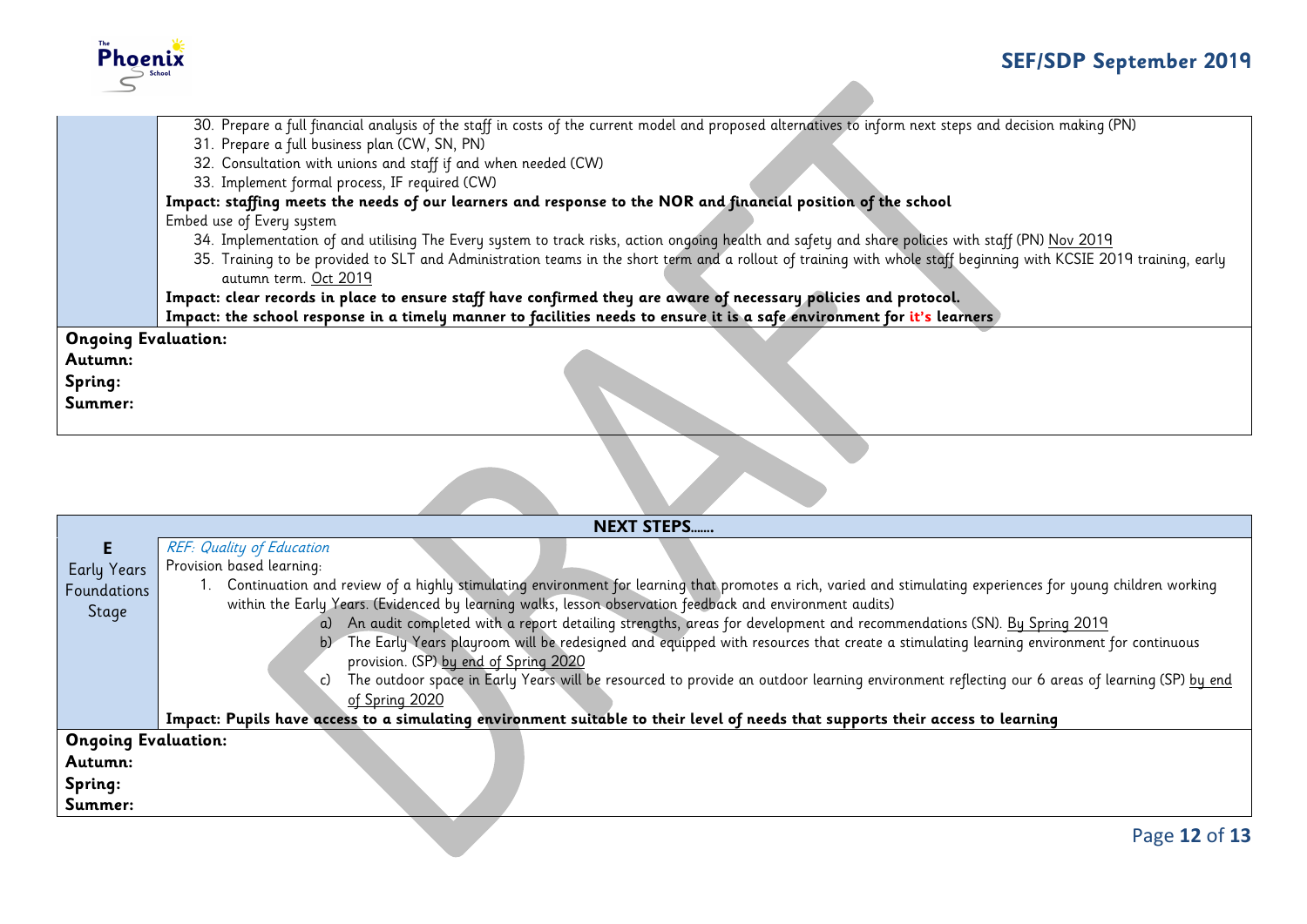| | |
|---|---|
| | 30. Prepare a full financial analysis of the staff in costs of the current model and proposed alternatives to inform next steps and decision making (PN)<br>31. Prepare a full business plan (CW, SN, PN)<br>32. Consultation with unions and staff if and when needed (CW)<br>33. Implement formal process, IF required (CW)<br>**Impact: staffing meets the needs of our learners and response to the NOR and financial position of the school**<br>Embed use of Every system<br>34. Implementation of and utilising The Every system to track risks, action ongoing health and safety and share policies with staff (PN) Nov 2019<br>35. Training to be provided to SLT and Administration teams in the short term and a rollout of training with whole staff beginning with KCSIE 2019 training, early autumn term. Oct 2019<br>**Impact: clear records in place to ensure staff have confirmed they are aware of necessary policies and protocol.**<br>**Impact: the school response in a timely manner to facilities needs to ensure it is a safe environment for it's learners** |
| **Ongoing Evaluation:**<br>**Autumn:**<br>**Spring:**<br>**Summer:** | |

| | **NEXT STEPS……** |
|---|---|
| **E**<br>Early Years Foundations Stage | *REF: Quality of Education*<br>Provision based learning:<br>1. Continuation and review of a highly stimulating environment for learning that promotes a rich, varied and stimulating experiences for young children working within the Early Years. (Evidenced by learning walks, lesson observation feedback and environment audits)<br>a) An audit completed with a report detailing strengths, areas for development and recommendations (SN). By Spring 2019<br>b) The Early Years playroom will be redesigned and equipped with resources that create a stimulating learning environment for continuous provision. (SP) by end of Spring 2020<br>c) The outdoor space in Early Years will be resourced to provide an outdoor learning environment reflecting our 6 areas of learning (SP) by end of Spring 2020<br>**Impact: Pupils have access to a simulating environment suitable to their level of needs that supports their access to learning** |
| **Ongoing Evaluation:**<br>**Autumn:**<br>**Spring:**<br>**Summer:** | |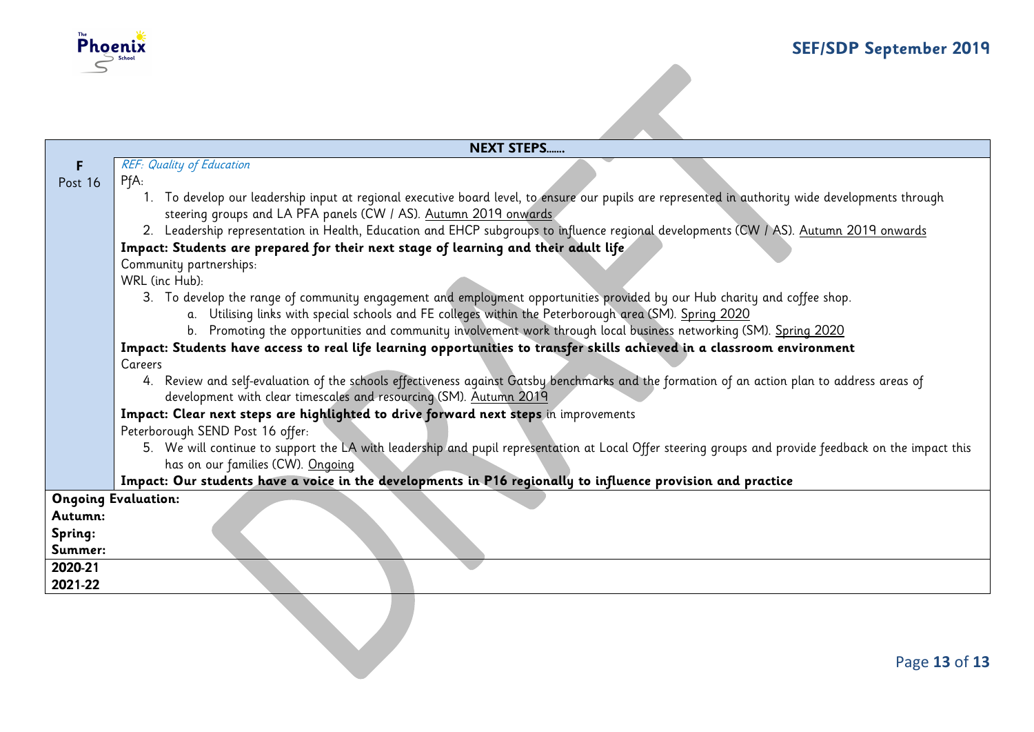| NEXT STEPS……. | |
|---|---|
| **F**<br>Post 16 | *REF: Quality of Education*<br>PfA:<br>1. To develop our leadership input at regional executive board level, to ensure our pupils are represented in authority wide developments through steering groups and LA PFA panels (CW / AS). <u>Autumn 2019 onwards</u><br>2. Leadership representation in Health, Education and EHCP subgroups to influence regional developments (CW / AS). <u>Autumn 2019 onwards</u><br>**Impact: Students are prepared for their next stage of learning and their adult life**<br>Community partnerships:<br>WRL (inc Hub):<br>3. To develop the range of community engagement and employment opportunities provided by our Hub charity and coffee shop.<br>a. Utilising links with special schools and FE colleges within the Peterborough area (SM). <u>Spring 2020</u><br>b. Promoting the opportunities and community involvement work through local business networking (SM). <u>Spring 2020</u><br>**Impact: Students have access to real life learning opportunities to transfer skills achieved in a classroom environment**<br>Careers<br>4. Review and self-evaluation of the schools effectiveness against Gatsby benchmarks and the formation of an action plan to address areas of development with clear timescales and resourcing (SM). <u>Autumn 2019</u><br>**Impact: Clear next steps are highlighted to drive forward next steps** in improvements<br>Peterborough SEND Post 16 offer:<br>5. We will continue to support the LA with leadership and pupil representation at Local Offer steering groups and provide feedback on the impact this has on our families (CW). <u>Ongoing</u><br>**Impact: Our students have a voice in the developments in P16 regionally to influence provision and practice** |
| **Ongoing Evaluation:**<br>**Autumn:**<br>**Spring:**<br>**Summer:** | |
| **2020-21**<br>**2021-22** | |